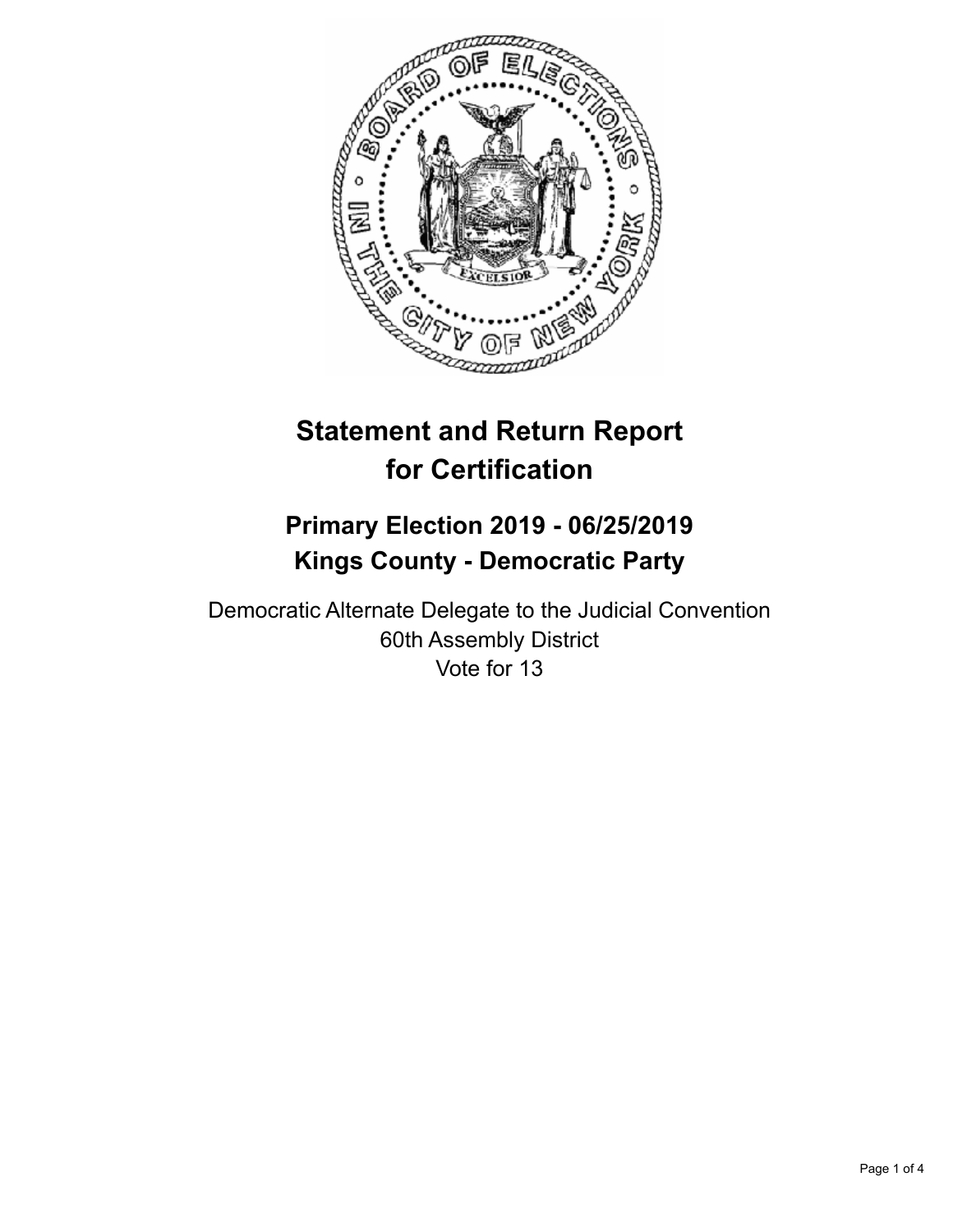# Statement and Return Report for Certification

## Primary Election 2019 - 06/25/2019
## Kings County - Democratic Party

Democratic Alternate Delegate to the Judicial Convention
60th Assembly District
Vote for 13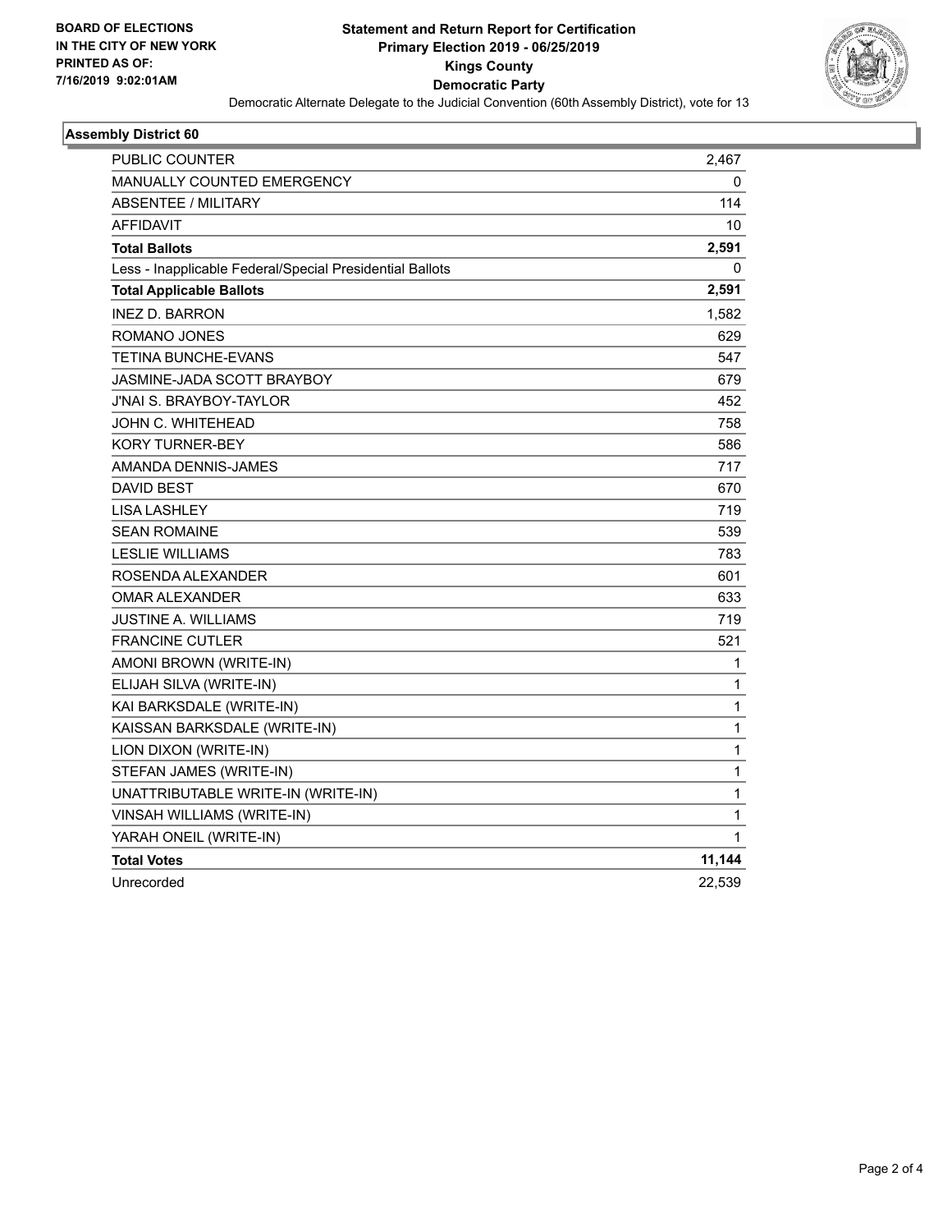BOARD OF ELECTIONS
IN THE CITY OF NEW YORK
PRINTED AS OF:
7/16/2019 9:02:01AM

**Statement and Return Report for Certification**
**Primary Election 2019 - 06/25/2019**
**Kings County**
**Democratic Party**
Democratic Alternate Delegate to the Judicial Convention (60th Assembly District), vote for 13

## Assembly District 60

| | |
|---|---|
| PUBLIC COUNTER | 2,467 |
| MANUALLY COUNTED EMERGENCY | 0 |
| ABSENTEE / MILITARY | 114 |
| AFFIDAVIT | 10 |
| **Total Ballots** | **2,591** |
| Less - Inapplicable Federal/Special Presidential Ballots | 0 |
| **Total Applicable Ballots** | **2,591** |
| INEZ D. BARRON | 1,582 |
| ROMANO JONES | 629 |
| TETINA BUNCHE-EVANS | 547 |
| JASMINE-JADA SCOTT BRAYBOY | 679 |
| J'NAI S. BRAYBOY-TAYLOR | 452 |
| JOHN C. WHITEHEAD | 758 |
| KORY TURNER-BEY | 586 |
| AMANDA DENNIS-JAMES | 717 |
| DAVID BEST | 670 |
| LISA LASHLEY | 719 |
| SEAN ROMAINE | 539 |
| LESLIE WILLIAMS | 783 |
| ROSENDA ALEXANDER | 601 |
| OMAR ALEXANDER | 633 |
| JUSTINE A. WILLIAMS | 719 |
| FRANCINE CUTLER | 521 |
| AMONI BROWN (WRITE-IN) | 1 |
| ELIJAH SILVA (WRITE-IN) | 1 |
| KAI BARKSDALE (WRITE-IN) | 1 |
| KAISSAN BARKSDALE (WRITE-IN) | 1 |
| LION DIXON (WRITE-IN) | 1 |
| STEFAN JAMES (WRITE-IN) | 1 |
| UNATTRIBUTABLE WRITE-IN (WRITE-IN) | 1 |
| VINSAH WILLIAMS (WRITE-IN) | 1 |
| YARAH ONEIL (WRITE-IN) | 1 |
| **Total Votes** | **11,144** |
| Unrecorded | 22,539 |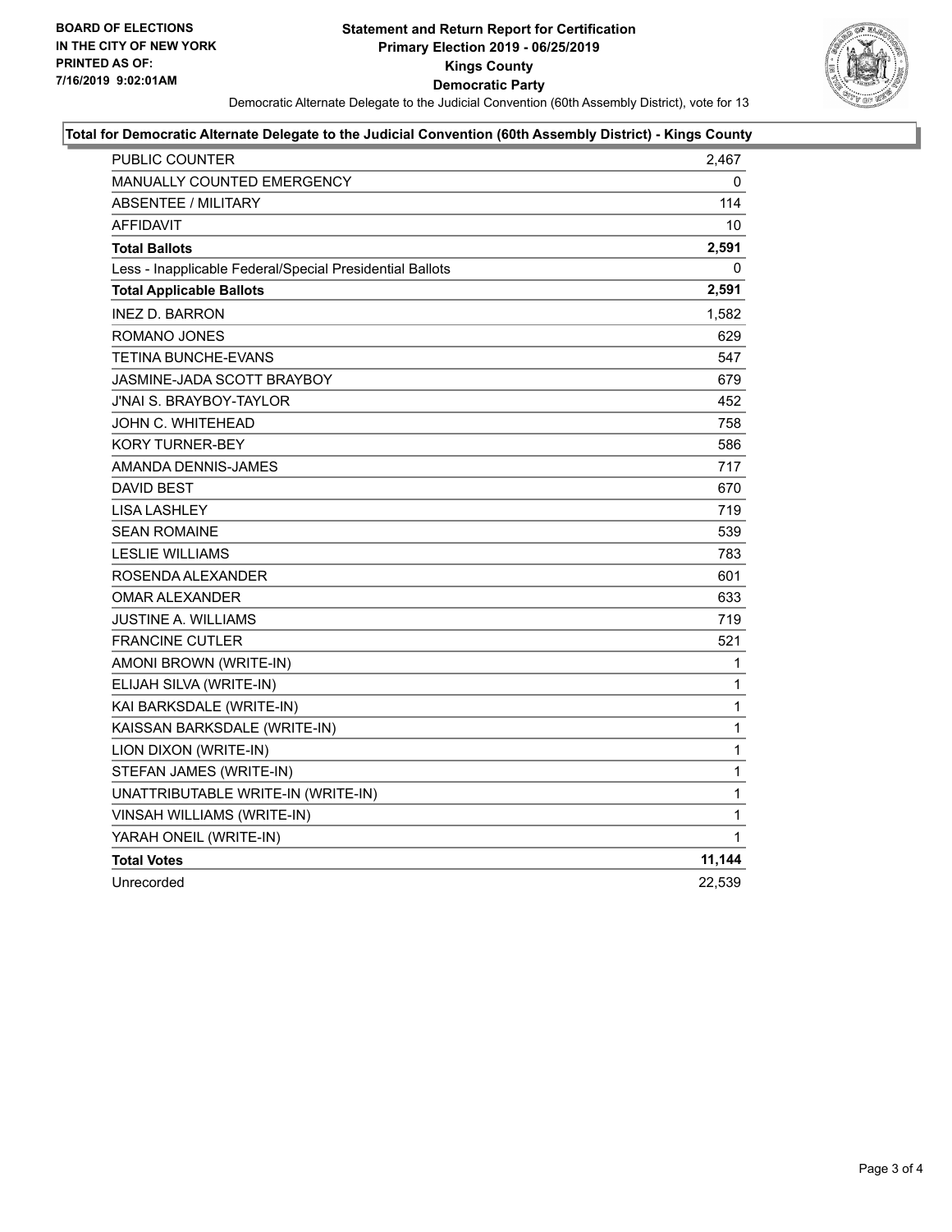BOARD OF ELECTIONS
IN THE CITY OF NEW YORK
PRINTED AS OF:
7/16/2019 9:02:01AM

# Statement and Return Report for Certification
## Primary Election 2019 - 06/25/2019
## Kings County
## Democratic Party

Democratic Alternate Delegate to the Judicial Convention (60th Assembly District), vote for 13

### Total for Democratic Alternate Delegate to the Judicial Convention (60th Assembly District) - Kings County

| | |
|---|---|
| PUBLIC COUNTER | 2,467 |
| MANUALLY COUNTED EMERGENCY | 0 |
| ABSENTEE / MILITARY | 114 |
| AFFIDAVIT | 10 |
| **Total Ballots** | **2,591** |
| Less - Inapplicable Federal/Special Presidential Ballots | 0 |
| **Total Applicable Ballots** | **2,591** |
| INEZ D. BARRON | 1,582 |
| ROMANO JONES | 629 |
| TETINA BUNCHE-EVANS | 547 |
| JASMINE-JADA SCOTT BRAYBOY | 679 |
| J'NAI S. BRAYBOY-TAYLOR | 452 |
| JOHN C. WHITEHEAD | 758 |
| KORY TURNER-BEY | 586 |
| AMANDA DENNIS-JAMES | 717 |
| DAVID BEST | 670 |
| LISA LASHLEY | 719 |
| SEAN ROMAINE | 539 |
| LESLIE WILLIAMS | 783 |
| ROSENDA ALEXANDER | 601 |
| OMAR ALEXANDER | 633 |
| JUSTINE A. WILLIAMS | 719 |
| FRANCINE CUTLER | 521 |
| AMONI BROWN (WRITE-IN) | 1 |
| ELIJAH SILVA (WRITE-IN) | 1 |
| KAI BARKSDALE (WRITE-IN) | 1 |
| KAISSAN BARKSDALE (WRITE-IN) | 1 |
| LION DIXON (WRITE-IN) | 1 |
| STEFAN JAMES (WRITE-IN) | 1 |
| UNATTRIBUTABLE WRITE-IN (WRITE-IN) | 1 |
| VINSAH WILLIAMS (WRITE-IN) | 1 |
| YARAH ONEIL (WRITE-IN) | 1 |
| **Total Votes** | **11,144** |
| Unrecorded | 22,539 |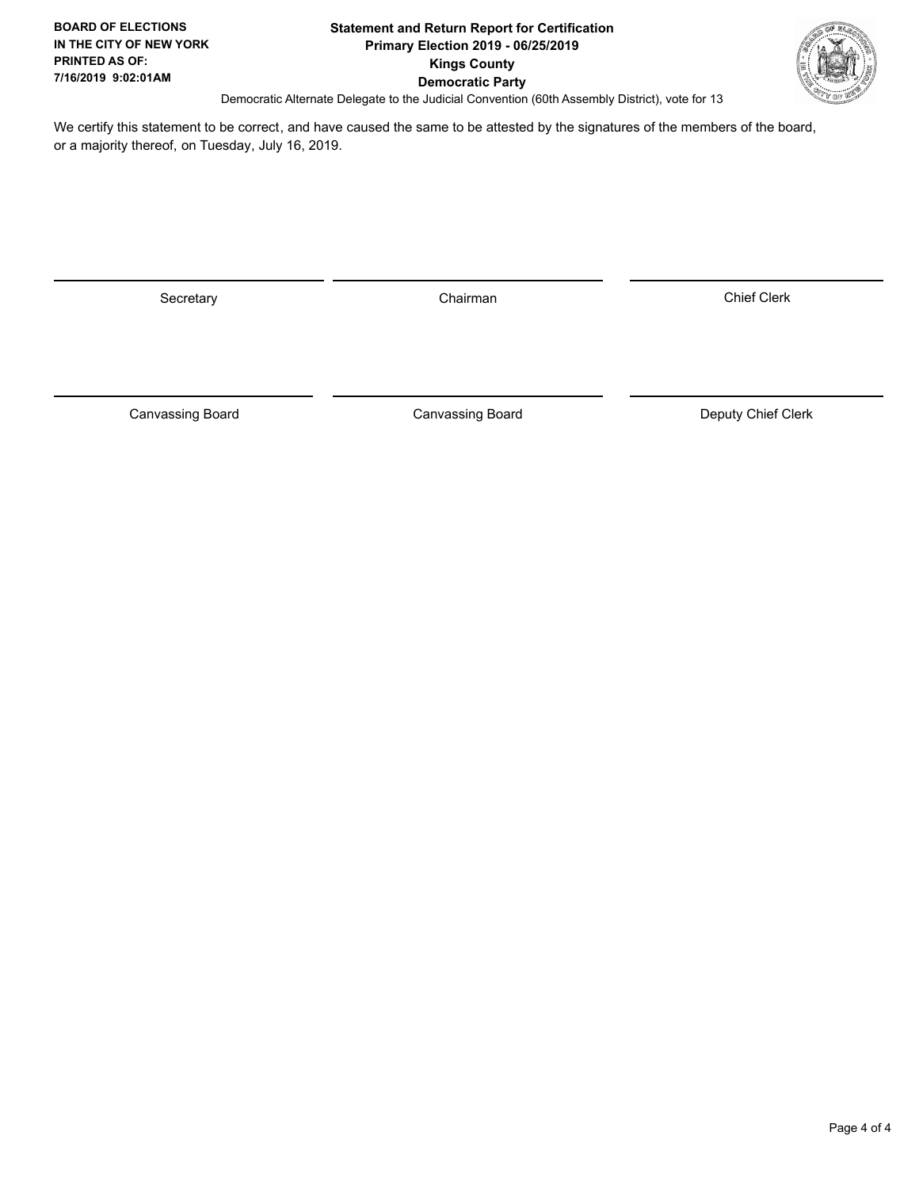We certify this statement to be correct, and have caused the same to be attested by the signatures of the members of the board, or a majority thereof, on Tuesday, July 16, 2019.

| | | |
|---|---|---|
| Secretary | Chairman | Chief Clerk |
| Canvassing Board | Canvassing Board | Deputy Chief Clerk |